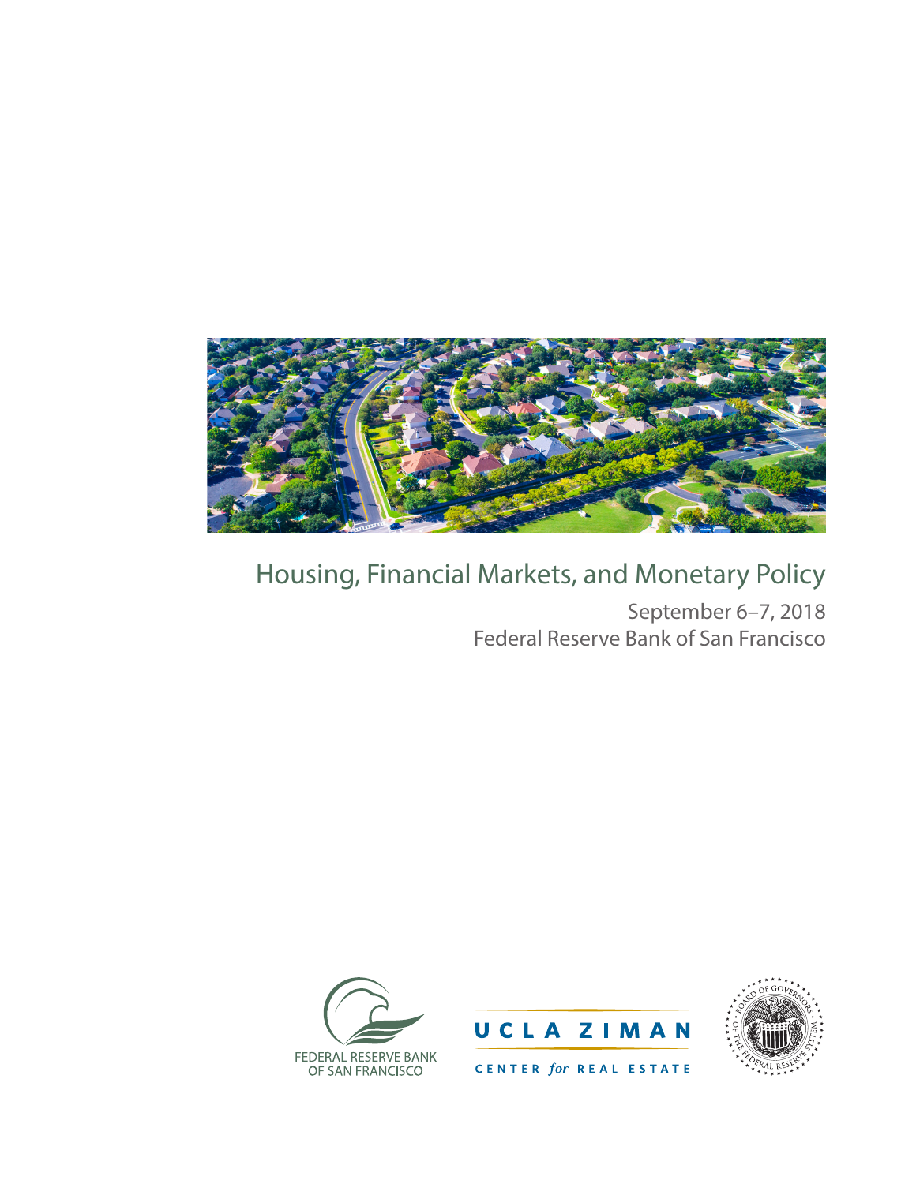# Housing, Financial Markets, and Monetary Policy

September 6–7, 2018
Federal Reserve Bank of San Francisco

FEDERAL RESERVE BANK OF SAN FRANCISCO

UCLA ZIMAN CENTER for REAL ESTATE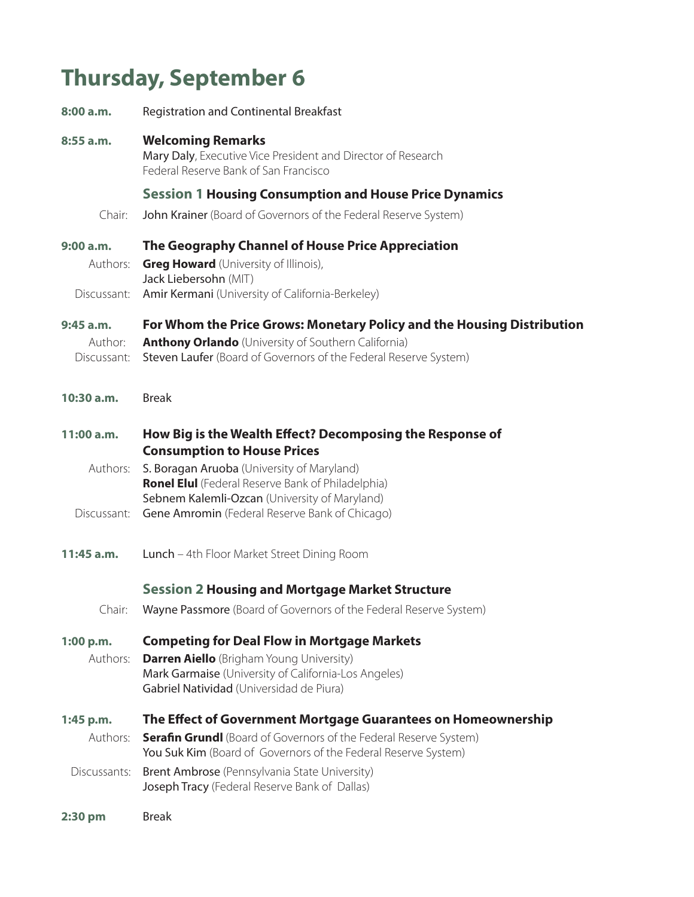# Thursday, September 6

**8:00 a.m.** Registration and Continental Breakfast

**8:55 a.m.** **Welcoming Remarks**
Mary Daly, Executive Vice President and Director of Research
Federal Reserve Bank of San Francisco

## Session 1 Housing Consumption and House Price Dynamics

Chair: John Krainer (Board of Governors of the Federal Reserve System)

**9:00 a.m.** **The Geography Channel of House Price Appreciation**
Authors: **Greg Howard** (University of Illinois),
Jack Liebersohn (MIT)
Discussant: Amir Kermani (University of California-Berkeley)

**9:45 a.m.** **For Whom the Price Grows: Monetary Policy and the Housing Distribution**
Author: **Anthony Orlando** (University of Southern California)
Discussant: Steven Laufer (Board of Governors of the Federal Reserve System)

**10:30 a.m.** Break

**11:00 a.m.** **How Big is the Wealth Effect? Decomposing the Response of Consumption to House Prices**
Authors: S. Boragan Aruoba (University of Maryland)
**Ronel Elul** (Federal Reserve Bank of Philadelphia)
Sebnem Kalemli-Ozcan (University of Maryland)
Discussant: Gene Amromin (Federal Reserve Bank of Chicago)

**11:45 a.m.** Lunch – 4th Floor Market Street Dining Room

## Session 2 Housing and Mortgage Market Structure

Chair: Wayne Passmore (Board of Governors of the Federal Reserve System)

**1:00 p.m.** **Competing for Deal Flow in Mortgage Markets**
Authors: **Darren Aiello** (Brigham Young University)
Mark Garmaise (University of California-Los Angeles)
Gabriel Natividad (Universidad de Piura)

**1:45 p.m.** **The Effect of Government Mortgage Guarantees on Homeownership**
Authors: **Serafin Grundl** (Board of Governors of the Federal Reserve System)
You Suk Kim (Board of Governors of the Federal Reserve System)
Discussants: Brent Ambrose (Pennsylvania State University)
Joseph Tracy (Federal Reserve Bank of Dallas)

**2:30 pm** Break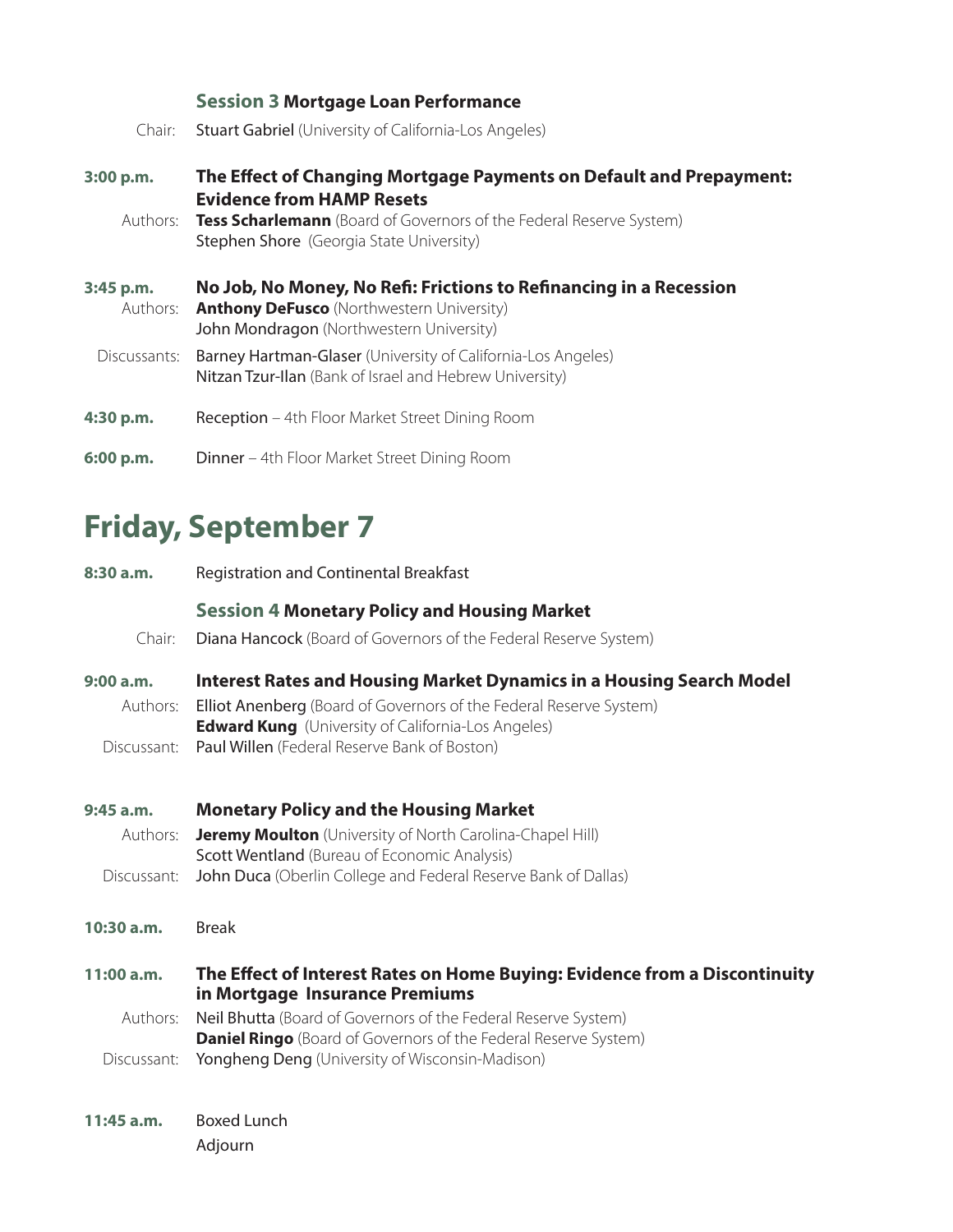### Session 3 **Mortgage Loan Performance**

Chair: Stuart Gabriel (University of California-Los Angeles)

**3:00 p.m.** **The Effect of Changing Mortgage Payments on Default and Prepayment: Evidence from HAMP Resets**

Authors: **Tess Scharlemann** (Board of Governors of the Federal Reserve System)
Stephen Shore (Georgia State University)

**3:45 p.m.** **No Job, No Money, No Refi: Frictions to Refinancing in a Recession**

Authors: **Anthony DeFusco** (Northwestern University)
John Mondragon (Northwestern University)

Discussants: Barney Hartman-Glaser (University of California-Los Angeles)
Nitzan Tzur-Ilan (Bank of Israel and Hebrew University)

**4:30 p.m.** Reception – 4th Floor Market Street Dining Room

**6:00 p.m.** Dinner – 4th Floor Market Street Dining Room

## Friday, September 7

**8:30 a.m.** Registration and Continental Breakfast

### Session 4 **Monetary Policy and Housing Market**

Chair: Diana Hancock (Board of Governors of the Federal Reserve System)

**9:00 a.m.** **Interest Rates and Housing Market Dynamics in a Housing Search Model**

Authors: Elliot Anenberg (Board of Governors of the Federal Reserve System)
**Edward Kung** (University of California-Los Angeles)

Discussant: Paul Willen (Federal Reserve Bank of Boston)

**9:45 a.m.** **Monetary Policy and the Housing Market**

Authors: **Jeremy Moulton** (University of North Carolina-Chapel Hill)
Scott Wentland (Bureau of Economic Analysis)

Discussant: John Duca (Oberlin College and Federal Reserve Bank of Dallas)

**10:30 a.m.** Break

**11:00 a.m.** **The Effect of Interest Rates on Home Buying: Evidence from a Discontinuity in Mortgage Insurance Premiums**

Authors: Neil Bhutta (Board of Governors of the Federal Reserve System)
**Daniel Ringo** (Board of Governors of the Federal Reserve System)

Discussant: Yongheng Deng (University of Wisconsin-Madison)

**11:45 a.m.** Boxed Lunch
Adjourn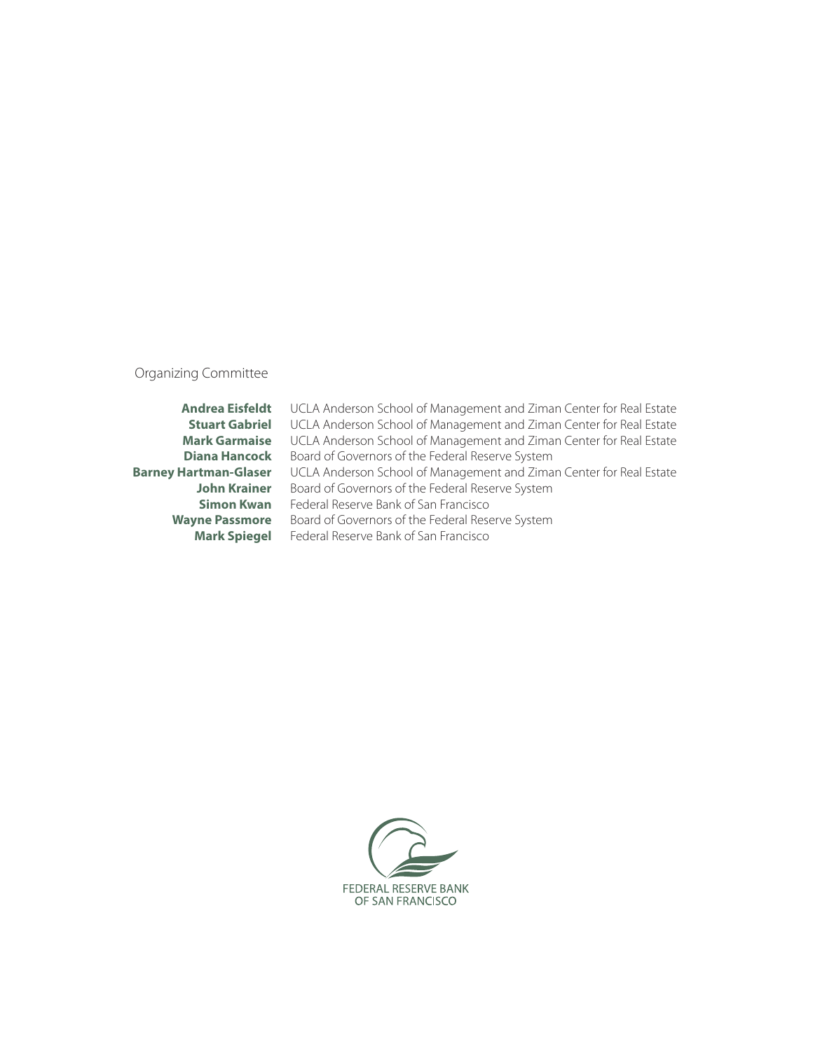Organizing Committee

| | |
|---|---|
| **Andrea Eisfeldt** | UCLA Anderson School of Management and Ziman Center for Real Estate |
| **Stuart Gabriel** | UCLA Anderson School of Management and Ziman Center for Real Estate |
| **Mark Garmaise** | UCLA Anderson School of Management and Ziman Center for Real Estate |
| **Diana Hancock** | Board of Governors of the Federal Reserve System |
| **Barney Hartman-Glaser** | UCLA Anderson School of Management and Ziman Center for Real Estate |
| **John Krainer** | Board of Governors of the Federal Reserve System |
| **Simon Kwan** | Federal Reserve Bank of San Francisco |
| **Wayne Passmore** | Board of Governors of the Federal Reserve System |
| **Mark Spiegel** | Federal Reserve Bank of San Francisco |

FEDERAL RESERVE BANK
OF SAN FRANCISCO